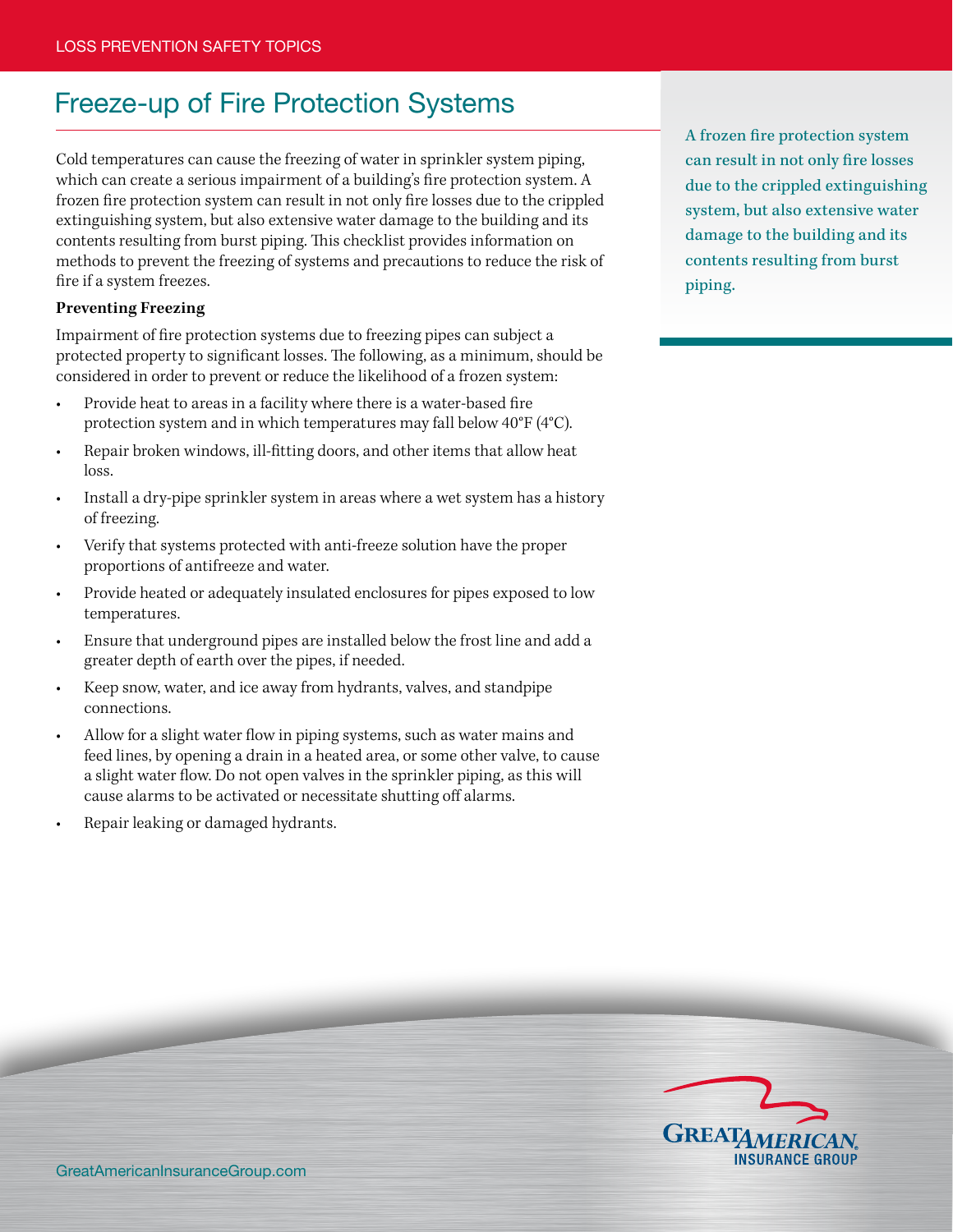# Freeze-up of Fire Protection Systems

Cold temperatures can cause the freezing of water in sprinkler system piping, which can create a serious impairment of a building's fire protection system. A frozen fire protection system can result in not only fire losses due to the crippled extinguishing system, but also extensive water damage to the building and its contents resulting from burst piping. This checklist provides information on methods to prevent the freezing of systems and precautions to reduce the risk of fire if a system freezes.

A frozen fire protection system can result in not only fire losses due to the crippled extinguishing system, but also extensive water damage to the building and its contents resulting from burst piping.

**Preventing Freezing**

Impairment of fire protection systems due to freezing pipes can subject a protected property to significant losses. The following, as a minimum, should be considered in order to prevent or reduce the likelihood of a frozen system:

- Provide heat to areas in a facility where there is a water-based fire protection system and in which temperatures may fall below 40°F (4°C).
- Repair broken windows, ill-fitting doors, and other items that allow heat loss.
- Install a dry-pipe sprinkler system in areas where a wet system has a history of freezing.
- Verify that systems protected with anti-freeze solution have the proper proportions of antifreeze and water.
- Provide heated or adequately insulated enclosures for pipes exposed to low temperatures.
- Ensure that underground pipes are installed below the frost line and add a greater depth of earth over the pipes, if needed.
- Keep snow, water, and ice away from hydrants, valves, and standpipe connections.
- Allow for a slight water flow in piping systems, such as water mains and feed lines, by opening a drain in a heated area, or some other valve, to cause a slight water flow. Do not open valves in the sprinkler piping, as this will cause alarms to be activated or necessitate shutting off alarms.
- Repair leaking or damaged hydrants.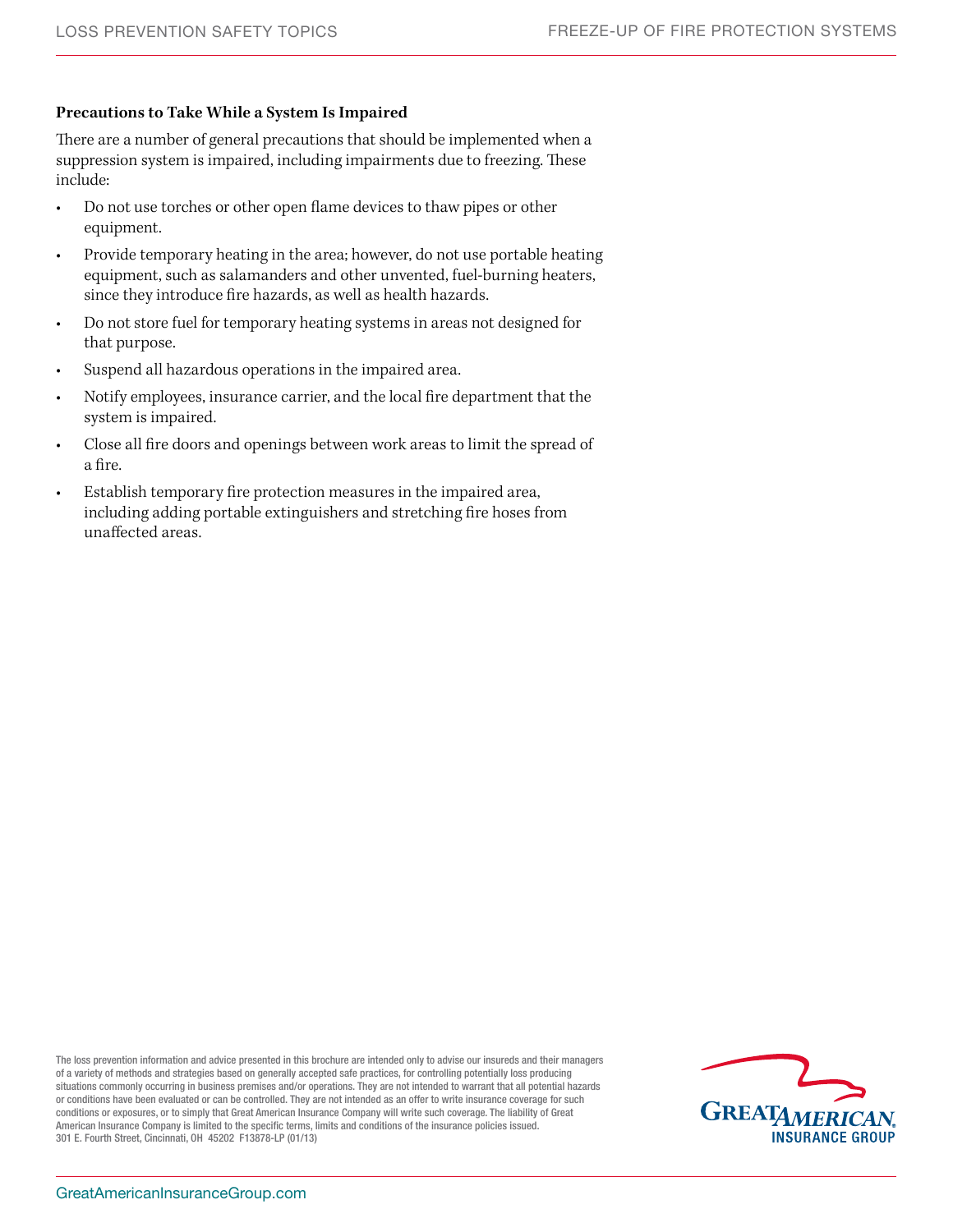**Precautions to Take While a System Is Impaired**

There are a number of general precautions that should be implemented when a suppression system is impaired, including impairments due to freezing. These include:

- Do not use torches or other open flame devices to thaw pipes or other equipment.
- Provide temporary heating in the area; however, do not use portable heating equipment, such as salamanders and other unvented, fuel-burning heaters, since they introduce fire hazards, as well as health hazards.
- Do not store fuel for temporary heating systems in areas not designed for that purpose.
- Suspend all hazardous operations in the impaired area.
- Notify employees, insurance carrier, and the local fire department that the system is impaired.
- Close all fire doors and openings between work areas to limit the spread of a fire.
- Establish temporary fire protection measures in the impaired area, including adding portable extinguishers and stretching fire hoses from unaffected areas.

The loss prevention information and advice presented in this brochure are intended only to advise our insureds and their managers of a variety of methods and strategies based on generally accepted safe practices, for controlling potentially loss producing situations commonly occurring in business premises and/or operations. They are not intended to warrant that all potential hazards or conditions have been evaluated or can be controlled. They are not intended as an offer to write insurance coverage for such conditions or exposures, or to simply that Great American Insurance Company will write such coverage. The liability of Great American Insurance Company is limited to the specific terms, limits and conditions of the insurance policies issued.
301 E. Fourth Street, Cincinnati, OH 45202 F13878-LP (01/13)

GREAT AMERICAN INSURANCE GROUP

GreatAmericanInsuranceGroup.com